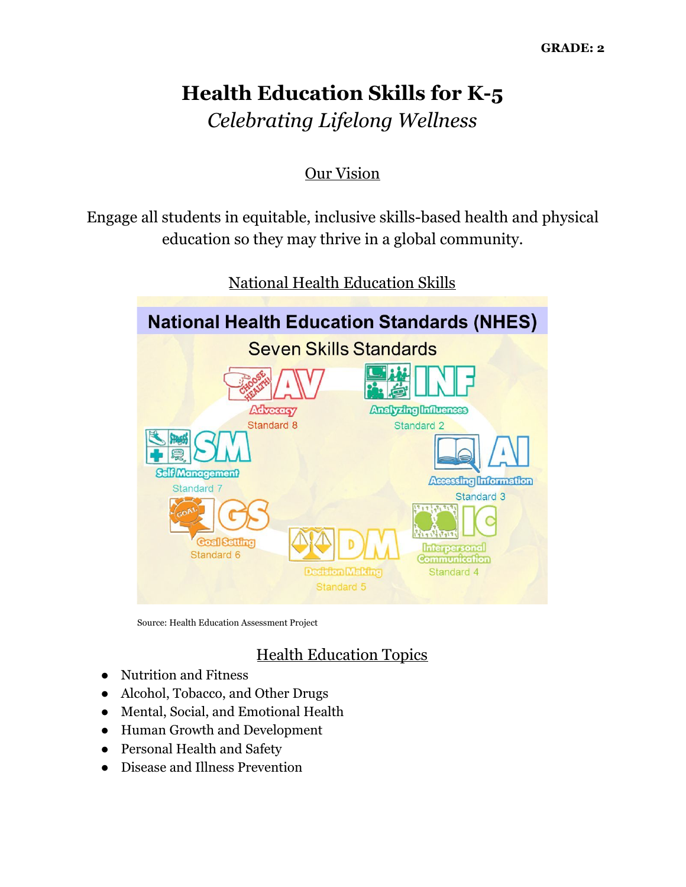GRADE: 2

# Health Education Skills for K-5

*Celebrating Lifelong Wellness*

## Our Vision

Engage all students in equitable, inclusive skills-based health and physical education so they may thrive in a global community.

## National Health Education Skills

**National Health Education Standards (NHES)**

Seven Skills Standards

- AV – Advocacy – Standard 8
- INF – Analyzing Influences – Standard 2
- SM – Self Management – Standard 7
- AI – Accessing Information – Standard 3
- GS – Goal Setting – Standard 6
- DM – Decision Making – Standard 5
- IC – Interpersonal Communication – Standard 4

Source: Health Education Assessment Project

## Health Education Topics

- Nutrition and Fitness
- Alcohol, Tobacco, and Other Drugs
- Mental, Social, and Emotional Health
- Human Growth and Development
- Personal Health and Safety
- Disease and Illness Prevention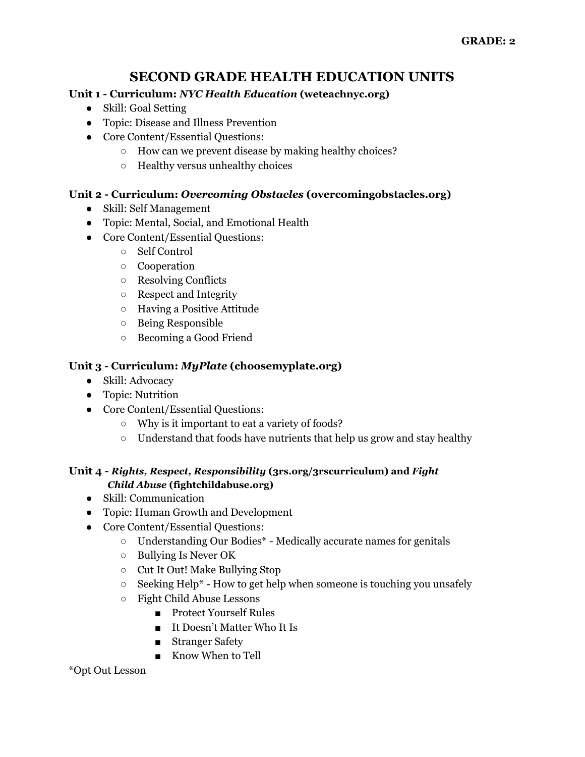GRADE: 2

# SECOND GRADE HEALTH EDUCATION UNITS

**Unit 1 - Curriculum: *NYC Health Education* (weteachnyc.org)**

- Skill: Goal Setting
- Topic: Disease and Illness Prevention
- Core Content/Essential Questions:
  - How can we prevent disease by making healthy choices?
  - Healthy versus unhealthy choices

**Unit 2 - Curriculum: *Overcoming Obstacles* (overcomingobstacles.org)**

- Skill: Self Management
- Topic: Mental, Social, and Emotional Health
- Core Content/Essential Questions:
  - Self Control
  - Cooperation
  - Resolving Conflicts
  - Respect and Integrity
  - Having a Positive Attitude
  - Being Responsible
  - Becoming a Good Friend

**Unit 3 - Curriculum: *MyPlate* (choosemyplate.org)**

- Skill: Advocacy
- Topic: Nutrition
- Core Content/Essential Questions:
  - Why is it important to eat a variety of foods?
  - Understand that foods have nutrients that help us grow and stay healthy

**Unit 4 - *Rights, Respect, Responsibility* (3rs.org/3rscurriculum) and *Fight Child Abuse* (fightchildabuse.org)**

- Skill: Communication
- Topic: Human Growth and Development
- Core Content/Essential Questions:
  - Understanding Our Bodies* - Medically accurate names for genitals
  - Bullying Is Never OK
  - Cut It Out! Make Bullying Stop
  - Seeking Help* - How to get help when someone is touching you unsafely
  - Fight Child Abuse Lessons
    - Protect Yourself Rules
    - It Doesn't Matter Who It Is
    - Stranger Safety
    - Know When to Tell

*Opt Out Lesson